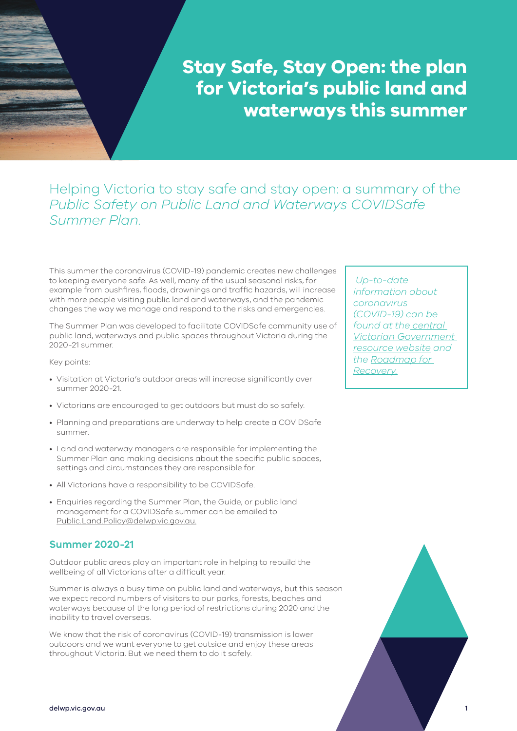# Stay Safe, Stay Open: the plan for Victoria's public land and waterways this summer

## Helping Victoria to stay safe and stay open: a summary of the *Public Safety on Public Land and Waterways COVIDSafe Summer Plan.*

This summer the coronavirus (COVID-19) pandemic creates new challenges to keeping everyone safe. As well, many of the usual seasonal risks, for example from bushfires, floods, drownings and traffic hazards, will increase with more people visiting public land and waterways, and the pandemic changes the way we manage and respond to the risks and emergencies.

The Summer Plan was developed to facilitate COVIDSafe community use of public land, waterways and public spaces throughout Victoria during the 2020-21 summer.

Key points:

- Visitation at Victoria's outdoor areas will increase significantly over summer 2020-21.
- Victorians are encouraged to get outdoors but must do so safely.
- Planning and preparations are underway to help create a COVIDSafe summer.
- Land and waterway managers are responsible for implementing the Summer Plan and making decisions about the specific public spaces, settings and circumstances they are responsible for.
- All Victorians have a responsibility to be COVIDSafe.
- Enquiries regarding the Summer Plan, the Guide, or public land management for a COVIDSafe summer can be emailed to Public.Land.Policy@delwp.vic.gov.au.

*Up-to-date information about coronavirus (COVID-19) can be found at the central Victorian Government resource website and the Roadmap for Recovery.*

### Summer 2020-21

Outdoor public areas play an important role in helping to rebuild the wellbeing of all Victorians after a difficult year.

Summer is always a busy time on public land and waterways, but this season we expect record numbers of visitors to our parks, forests, beaches and waterways because of the long period of restrictions during 2020 and the inability to travel overseas.

We know that the risk of coronavirus (COVID-19) transmission is lower outdoors and we want everyone to get outside and enjoy these areas throughout Victoria. But we need them to do it safely.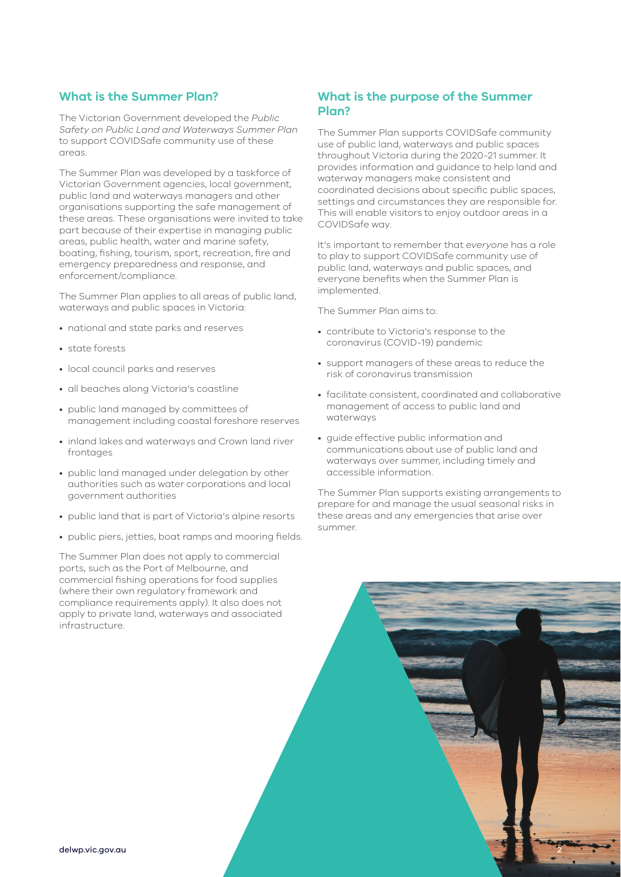## What is the Summer Plan?

The Victorian Government developed the *Public Safety on Public Land and Waterways Summer Plan* to support COVIDSafe community use of these areas.

The Summer Plan was developed by a taskforce of Victorian Government agencies, local government, public land and waterways managers and other organisations supporting the safe management of these areas. These organisations were invited to take part because of their expertise in managing public areas, public health, water and marine safety, boating, fishing, tourism, sport, recreation, fire and emergency preparedness and response, and enforcement/compliance.

The Summer Plan applies to all areas of public land, waterways and public spaces in Victoria:

- national and state parks and reserves
- state forests
- local council parks and reserves
- all beaches along Victoria's coastline
- public land managed by committees of management including coastal foreshore reserves
- inland lakes and waterways and Crown land river frontages
- public land managed under delegation by other authorities such as water corporations and local government authorities
- public land that is part of Victoria's alpine resorts
- public piers, jetties, boat ramps and mooring fields.

The Summer Plan does not apply to commercial ports, such as the Port of Melbourne, and commercial fishing operations for food supplies (where their own regulatory framework and compliance requirements apply). It also does not apply to private land, waterways and associated infrastructure.

## What is the purpose of the Summer Plan?

The Summer Plan supports COVIDSafe community use of public land, waterways and public spaces throughout Victoria during the 2020-21 summer. It provides information and guidance to help land and waterway managers make consistent and coordinated decisions about specific public spaces, settings and circumstances they are responsible for. This will enable visitors to enjoy outdoor areas in a COVIDSafe way.

It's important to remember that *everyone* has a role to play to support COVIDSafe community use of public land, waterways and public spaces, and everyone benefits when the Summer Plan is implemented.

The Summer Plan aims to:

- contribute to Victoria's response to the coronavirus (COVID-19) pandemic
- support managers of these areas to reduce the risk of coronavirus transmission
- facilitate consistent, coordinated and collaborative management of access to public land and waterways
- guide effective public information and communications about use of public land and waterways over summer, including timely and accessible information.

The Summer Plan supports existing arrangements to prepare for and manage the usual seasonal risks in these areas and any emergencies that arise over summer.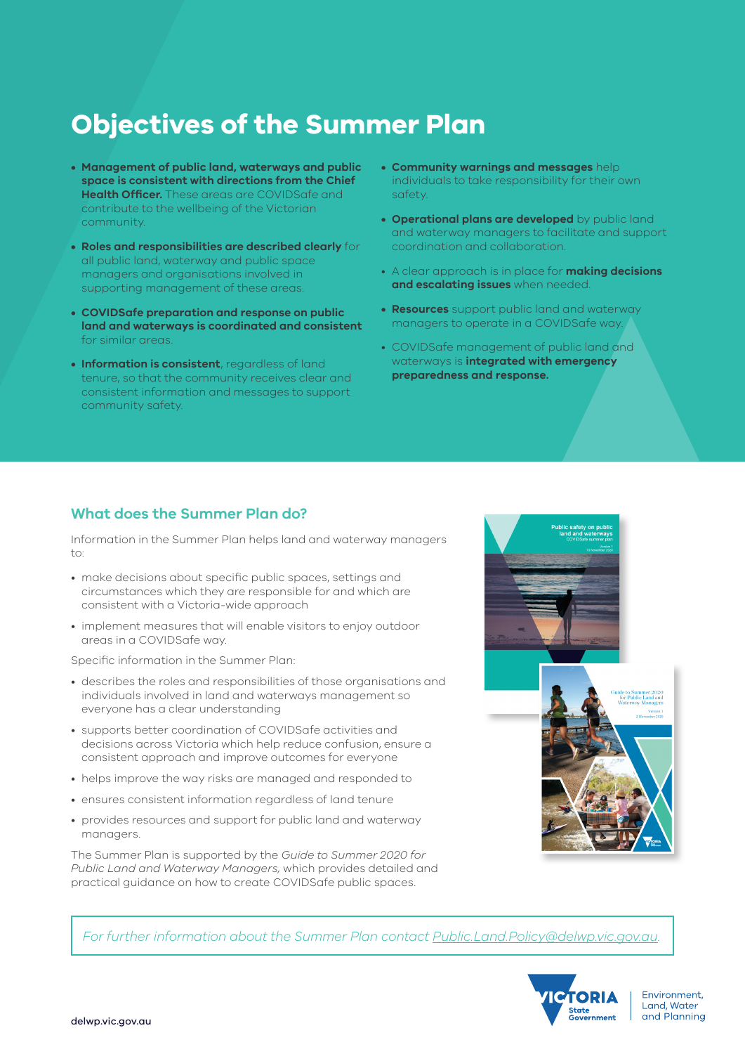# Objectives of the Summer Plan

- **Management of public land, waterways and public space is consistent with directions from the Chief Health Officer.** These areas are COVIDSafe and contribute to the wellbeing of the Victorian community.
- **Roles and responsibilities are described clearly** for all public land, waterway and public space managers and organisations involved in supporting management of these areas.
- **COVIDSafe preparation and response on public land and waterways is coordinated and consistent** for similar areas.
- **Information is consistent**, regardless of land tenure, so that the community receives clear and consistent information and messages to support community safety.
- **Community warnings and messages** help individuals to take responsibility for their own safety.
- **Operational plans are developed** by public land and waterway managers to facilitate and support coordination and collaboration.
- A clear approach is in place for **making decisions and escalating issues** when needed.
- **Resources** support public land and waterway managers to operate in a COVIDSafe way.
- COVIDSafe management of public land and waterways is **integrated with emergency preparedness and response.**

## What does the Summer Plan do?

Information in the Summer Plan helps land and waterway managers to:

- make decisions about specific public spaces, settings and circumstances which they are responsible for and which are consistent with a Victoria-wide approach
- implement measures that will enable visitors to enjoy outdoor areas in a COVIDSafe way.

Specific information in the Summer Plan:

- describes the roles and responsibilities of those organisations and individuals involved in land and waterways management so everyone has a clear understanding
- supports better coordination of COVIDSafe activities and decisions across Victoria which help reduce confusion, ensure a consistent approach and improve outcomes for everyone
- helps improve the way risks are managed and responded to
- ensures consistent information regardless of land tenure
- provides resources and support for public land and waterway managers.

The Summer Plan is supported by the *Guide to Summer 2020 for Public Land and Waterway Managers,* which provides detailed and practical guidance on how to create COVIDSafe public spaces.

*For further information about the Summer Plan contact Public.Land.Policy@delwp.vic.gov.au.*

delwp.vic.gov.au